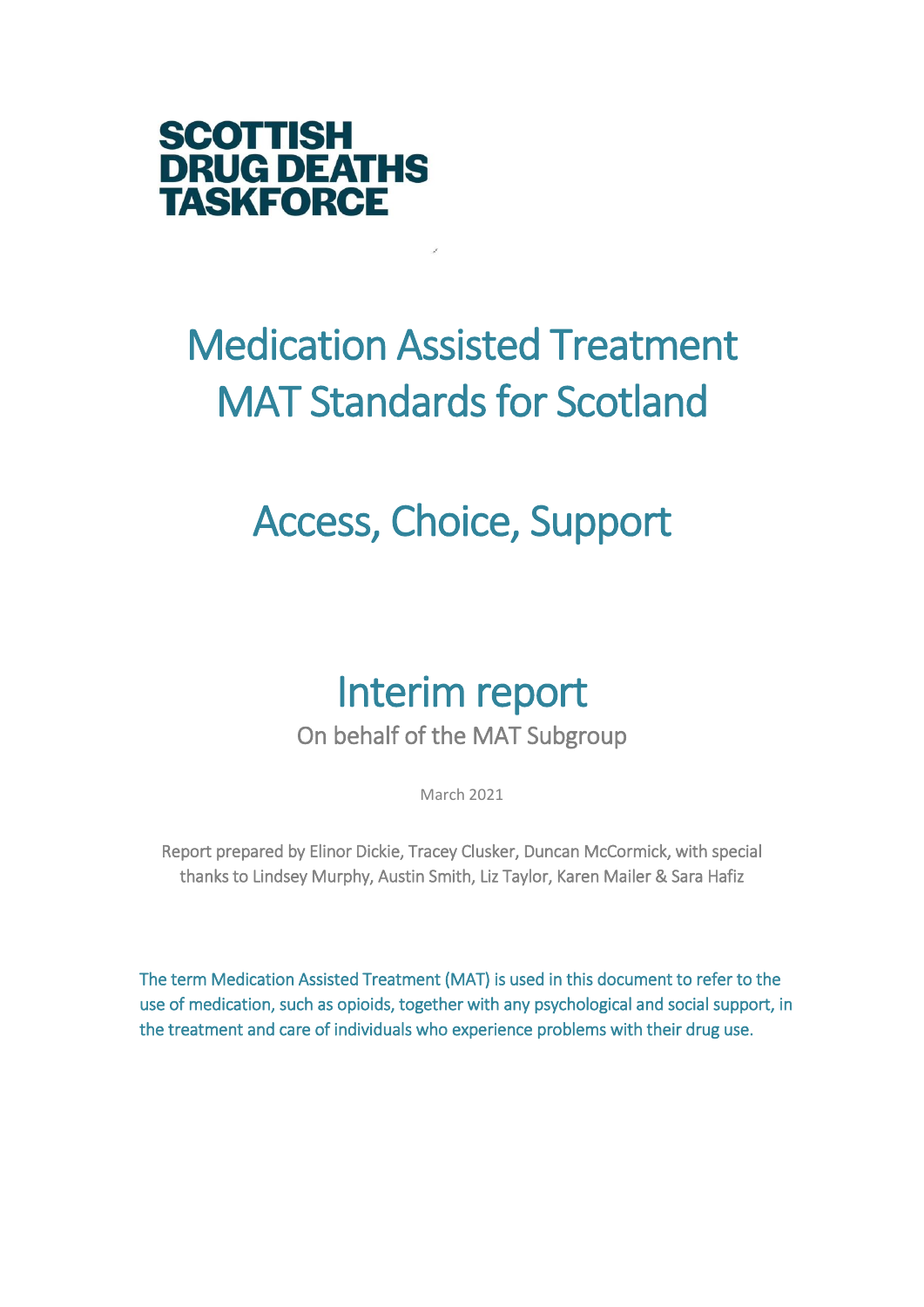**SCOTTISH DRUG DEATHS TASKFORCE**

# Medication Assisted Treatment MAT Standards for Scotland

# Access, Choice, Support

## Interim report

On behalf of the MAT Subgroup

March 2021

Report prepared by Elinor Dickie, Tracey Clusker, Duncan McCormick, with special thanks to Lindsey Murphy, Austin Smith, Liz Taylor, Karen Mailer & Sara Hafiz

The term Medication Assisted Treatment (MAT) is used in this document to refer to the use of medication, such as opioids, together with any psychological and social support, in the treatment and care of individuals who experience problems with their drug use.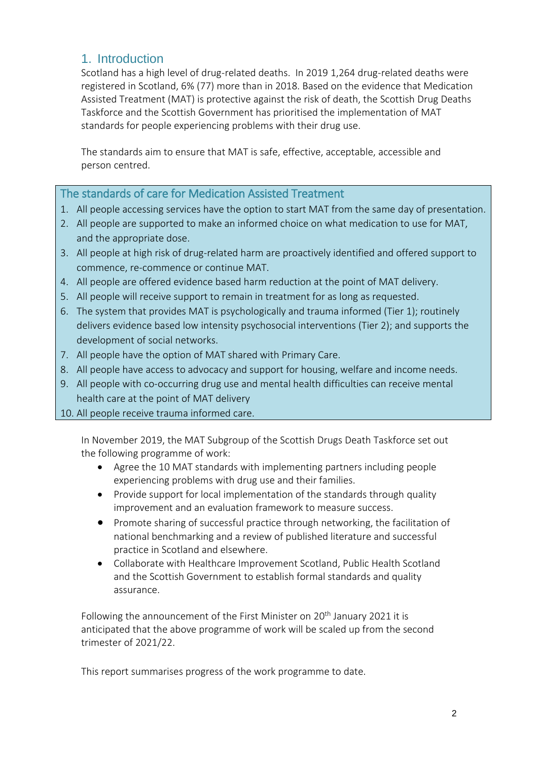# 1. Introduction

Scotland has a high level of drug-related deaths. In 2019 1,264 drug-related deaths were registered in Scotland, 6% (77) more than in 2018. Based on the evidence that Medication Assisted Treatment (MAT) is protective against the risk of death, the Scottish Drug Deaths Taskforce and the Scottish Government has prioritised the implementation of MAT standards for people experiencing problems with their drug use.

The standards aim to ensure that MAT is safe, effective, acceptable, accessible and person centred.

## The standards of care for Medication Assisted Treatment

1. All people accessing services have the option to start MAT from the same day of presentation.
2. All people are supported to make an informed choice on what medication to use for MAT, and the appropriate dose.
3. All people at high risk of drug-related harm are proactively identified and offered support to commence, re-commence or continue MAT.
4. All people are offered evidence based harm reduction at the point of MAT delivery.
5. All people will receive support to remain in treatment for as long as requested.
6. The system that provides MAT is psychologically and trauma informed (Tier 1); routinely delivers evidence based low intensity psychosocial interventions (Tier 2); and supports the development of social networks.
7. All people have the option of MAT shared with Primary Care.
8. All people have access to advocacy and support for housing, welfare and income needs.
9. All people with co-occurring drug use and mental health difficulties can receive mental health care at the point of MAT delivery
10. All people receive trauma informed care.

In November 2019, the MAT Subgroup of the Scottish Drugs Death Taskforce set out the following programme of work:

- Agree the 10 MAT standards with implementing partners including people experiencing problems with drug use and their families.
- Provide support for local implementation of the standards through quality improvement and an evaluation framework to measure success.
- Promote sharing of successful practice through networking, the facilitation of national benchmarking and a review of published literature and successful practice in Scotland and elsewhere.
- Collaborate with Healthcare Improvement Scotland, Public Health Scotland and the Scottish Government to establish formal standards and quality assurance.

Following the announcement of the First Minister on 20th January 2021 it is anticipated that the above programme of work will be scaled up from the second trimester of 2021/22.

This report summarises progress of the work programme to date.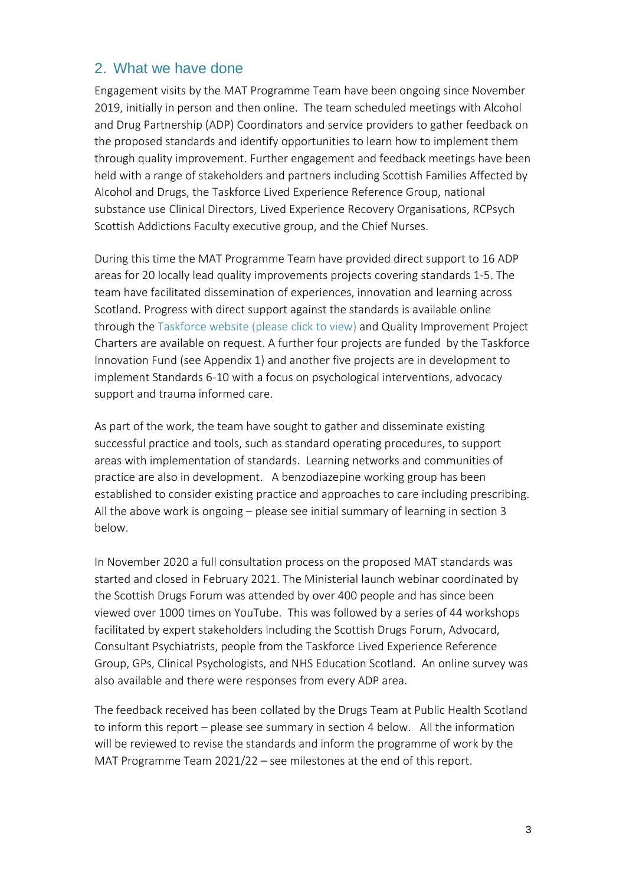## 2. What we have done

Engagement visits by the MAT Programme Team have been ongoing since November 2019, initially in person and then online. The team scheduled meetings with Alcohol and Drug Partnership (ADP) Coordinators and service providers to gather feedback on the proposed standards and identify opportunities to learn how to implement them through quality improvement. Further engagement and feedback meetings have been held with a range of stakeholders and partners including Scottish Families Affected by Alcohol and Drugs, the Taskforce Lived Experience Reference Group, national substance use Clinical Directors, Lived Experience Recovery Organisations, RCPsych Scottish Addictions Faculty executive group, and the Chief Nurses.

During this time the MAT Programme Team have provided direct support to 16 ADP areas for 20 locally lead quality improvements projects covering standards 1-5. The team have facilitated dissemination of experiences, innovation and learning across Scotland. Progress with direct support against the standards is available online through the Taskforce website (please click to view) and Quality Improvement Project Charters are available on request. A further four projects are funded by the Taskforce Innovation Fund (see Appendix 1) and another five projects are in development to implement Standards 6-10 with a focus on psychological interventions, advocacy support and trauma informed care.

As part of the work, the team have sought to gather and disseminate existing successful practice and tools, such as standard operating procedures, to support areas with implementation of standards. Learning networks and communities of practice are also in development. A benzodiazepine working group has been established to consider existing practice and approaches to care including prescribing. All the above work is ongoing – please see initial summary of learning in section 3 below.

In November 2020 a full consultation process on the proposed MAT standards was started and closed in February 2021. The Ministerial launch webinar coordinated by the Scottish Drugs Forum was attended by over 400 people and has since been viewed over 1000 times on YouTube. This was followed by a series of 44 workshops facilitated by expert stakeholders including the Scottish Drugs Forum, Advocard, Consultant Psychiatrists, people from the Taskforce Lived Experience Reference Group, GPs, Clinical Psychologists, and NHS Education Scotland. An online survey was also available and there were responses from every ADP area.

The feedback received has been collated by the Drugs Team at Public Health Scotland to inform this report – please see summary in section 4 below. All the information will be reviewed to revise the standards and inform the programme of work by the MAT Programme Team 2021/22 – see milestones at the end of this report.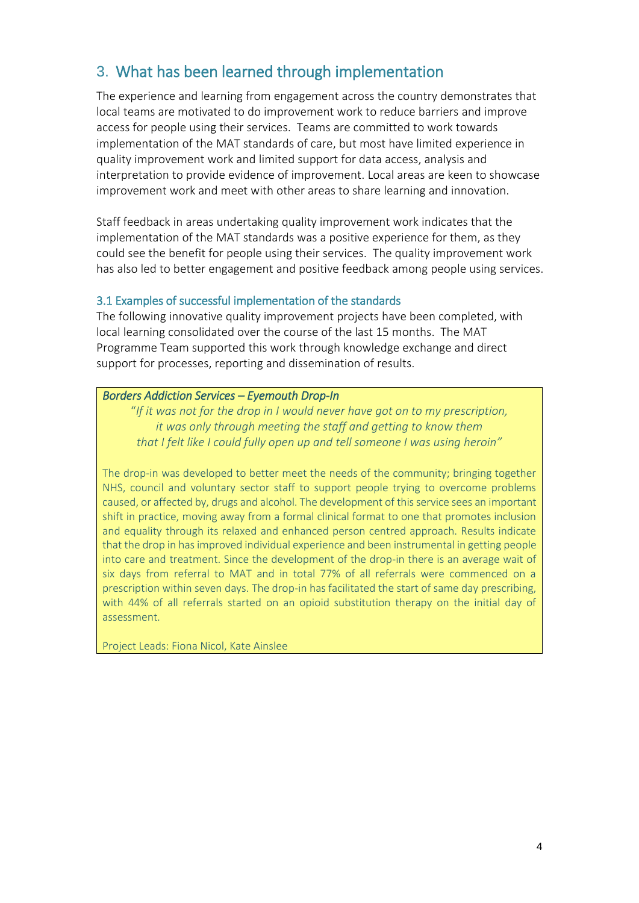## 3. What has been learned through implementation

The experience and learning from engagement across the country demonstrates that local teams are motivated to do improvement work to reduce barriers and improve access for people using their services. Teams are committed to work towards implementation of the MAT standards of care, but most have limited experience in quality improvement work and limited support for data access, analysis and interpretation to provide evidence of improvement. Local areas are keen to showcase improvement work and meet with other areas to share learning and innovation.

Staff feedback in areas undertaking quality improvement work indicates that the implementation of the MAT standards was a positive experience for them, as they could see the benefit for people using their services. The quality improvement work has also led to better engagement and positive feedback among people using services.

### 3.1 Examples of successful implementation of the standards

The following innovative quality improvement projects have been completed, with local learning consolidated over the course of the last 15 months. The MAT Programme Team supported this work through knowledge exchange and direct support for processes, reporting and dissemination of results.

***Borders Addiction Services – Eyemouth Drop-In***

*"If it was not for the drop in I would never have got on to my prescription, it was only through meeting the staff and getting to know them that I felt like I could fully open up and tell someone I was using heroin"*

The drop-in was developed to better meet the needs of the community; bringing together NHS, council and voluntary sector staff to support people trying to overcome problems caused, or affected by, drugs and alcohol. The development of this service sees an important shift in practice, moving away from a formal clinical format to one that promotes inclusion and equality through its relaxed and enhanced person centred approach. Results indicate that the drop in has improved individual experience and been instrumental in getting people into care and treatment. Since the development of the drop-in there is an average wait of six days from referral to MAT and in total 77% of all referrals were commenced on a prescription within seven days. The drop-in has facilitated the start of same day prescribing, with 44% of all referrals started on an opioid substitution therapy on the initial day of assessment.

Project Leads: Fiona Nicol, Kate Ainslee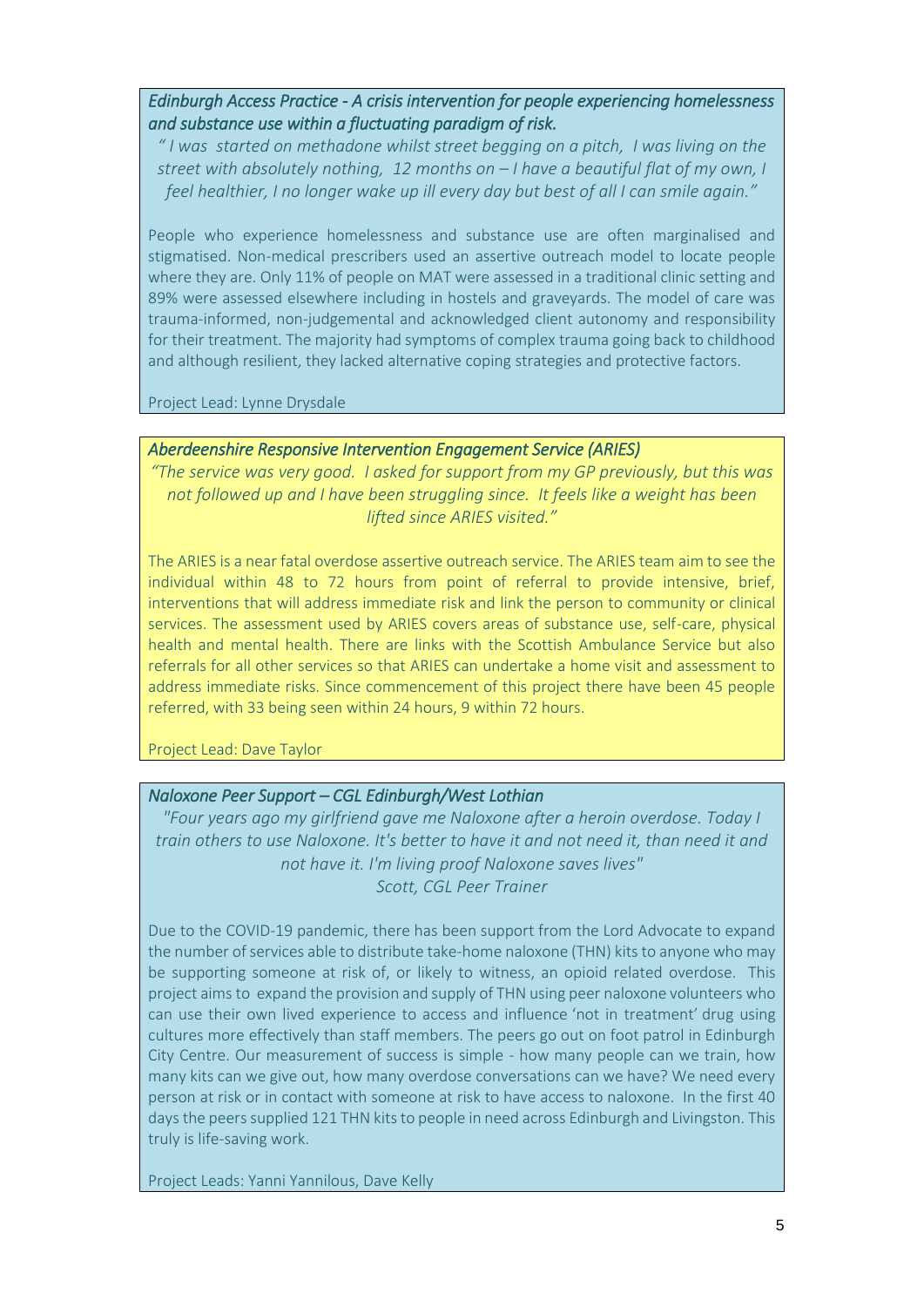### *Edinburgh Access Practice - A crisis intervention for people experiencing homelessness and substance use within a fluctuating paradigm of risk.*

*" I was started on methadone whilst street begging on a pitch, I was living on the street with absolutely nothing, 12 months on – I have a beautiful flat of my own, I feel healthier, I no longer wake up ill every day but best of all I can smile again."*

People who experience homelessness and substance use are often marginalised and stigmatised. Non-medical prescribers used an assertive outreach model to locate people where they are. Only 11% of people on MAT were assessed in a traditional clinic setting and 89% were assessed elsewhere including in hostels and graveyards. The model of care was trauma-informed, non-judgemental and acknowledged client autonomy and responsibility for their treatment. The majority had symptoms of complex trauma going back to childhood and although resilient, they lacked alternative coping strategies and protective factors.

Project Lead: Lynne Drysdale

### *Aberdeenshire Responsive Intervention Engagement Service (ARIES)*

*"The service was very good. I asked for support from my GP previously, but this was not followed up and I have been struggling since. It feels like a weight has been lifted since ARIES visited."*

The ARIES is a near fatal overdose assertive outreach service. The ARIES team aim to see the individual within 48 to 72 hours from point of referral to provide intensive, brief, interventions that will address immediate risk and link the person to community or clinical services. The assessment used by ARIES covers areas of substance use, self-care, physical health and mental health. There are links with the Scottish Ambulance Service but also referrals for all other services so that ARIES can undertake a home visit and assessment to address immediate risks. Since commencement of this project there have been 45 people referred, with 33 being seen within 24 hours, 9 within 72 hours.

Project Lead: Dave Taylor

### *Naloxone Peer Support – CGL Edinburgh/West Lothian*

*"Four years ago my girlfriend gave me Naloxone after a heroin overdose. Today I train others to use Naloxone. It's better to have it and not need it, than need it and not have it. I'm living proof Naloxone saves lives"*
*Scott, CGL Peer Trainer*

Due to the COVID-19 pandemic, there has been support from the Lord Advocate to expand the number of services able to distribute take-home naloxone (THN) kits to anyone who may be supporting someone at risk of, or likely to witness, an opioid related overdose. This project aims to expand the provision and supply of THN using peer naloxone volunteers who can use their own lived experience to access and influence 'not in treatment' drug using cultures more effectively than staff members. The peers go out on foot patrol in Edinburgh City Centre. Our measurement of success is simple - how many people can we train, how many kits can we give out, how many overdose conversations can we have? We need every person at risk or in contact with someone at risk to have access to naloxone. In the first 40 days the peers supplied 121 THN kits to people in need across Edinburgh and Livingston. This truly is life-saving work.

Project Leads: Yanni Yannilous, Dave Kelly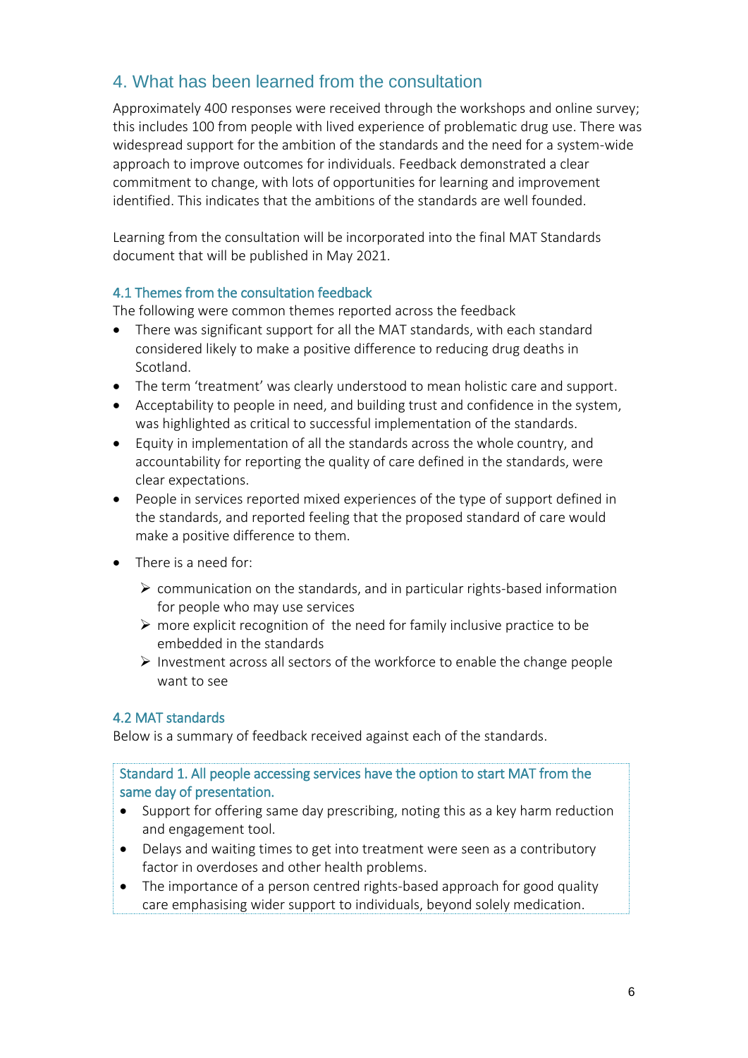## 4. What has been learned from the consultation

Approximately 400 responses were received through the workshops and online survey; this includes 100 from people with lived experience of problematic drug use. There was widespread support for the ambition of the standards and the need for a system-wide approach to improve outcomes for individuals. Feedback demonstrated a clear commitment to change, with lots of opportunities for learning and improvement identified. This indicates that the ambitions of the standards are well founded.

Learning from the consultation will be incorporated into the final MAT Standards document that will be published in May 2021.

### 4.1 Themes from the consultation feedback

The following were common themes reported across the feedback

- There was significant support for all the MAT standards, with each standard considered likely to make a positive difference to reducing drug deaths in Scotland.
- The term 'treatment' was clearly understood to mean holistic care and support.
- Acceptability to people in need, and building trust and confidence in the system, was highlighted as critical to successful implementation of the standards.
- Equity in implementation of all the standards across the whole country, and accountability for reporting the quality of care defined in the standards, were clear expectations.
- People in services reported mixed experiences of the type of support defined in the standards, and reported feeling that the proposed standard of care would make a positive difference to them.
- There is a need for:
    - communication on the standards, and in particular rights-based information for people who may use services
    - more explicit recognition of the need for family inclusive practice to be embedded in the standards
    - Investment across all sectors of the workforce to enable the change people want to see

### 4.2 MAT standards

Below is a summary of feedback received against each of the standards.

**Standard 1. All people accessing services have the option to start MAT from the same day of presentation.**

- Support for offering same day prescribing, noting this as a key harm reduction and engagement tool.
- Delays and waiting times to get into treatment were seen as a contributory factor in overdoses and other health problems.
- The importance of a person centred rights-based approach for good quality care emphasising wider support to individuals, beyond solely medication.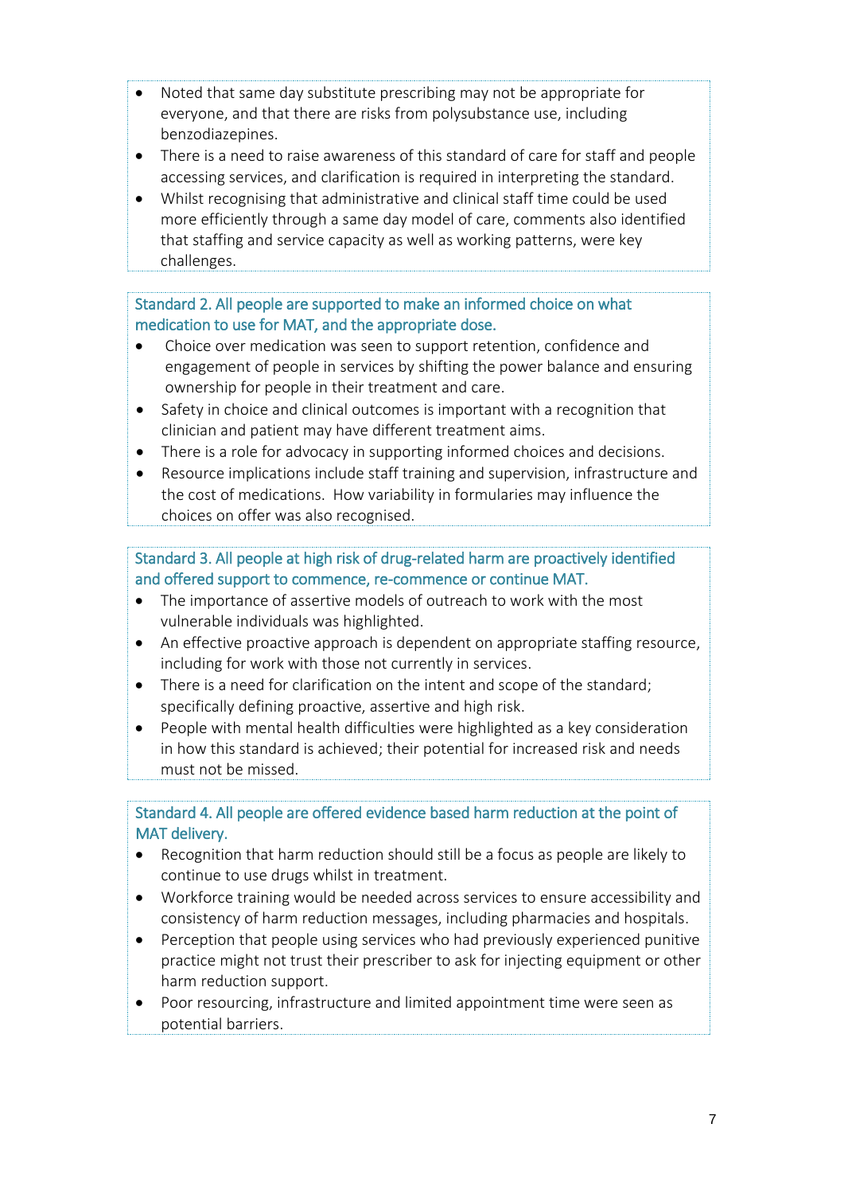- Noted that same day substitute prescribing may not be appropriate for everyone, and that there are risks from polysubstance use, including benzodiazepines.
- There is a need to raise awareness of this standard of care for staff and people accessing services, and clarification is required in interpreting the standard.
- Whilst recognising that administrative and clinical staff time could be used more efficiently through a same day model of care, comments also identified that staffing and service capacity as well as working patterns, were key challenges.

### Standard 2. All people are supported to make an informed choice on what medication to use for MAT, and the appropriate dose.

- Choice over medication was seen to support retention, confidence and engagement of people in services by shifting the power balance and ensuring ownership for people in their treatment and care.
- Safety in choice and clinical outcomes is important with a recognition that clinician and patient may have different treatment aims.
- There is a role for advocacy in supporting informed choices and decisions.
- Resource implications include staff training and supervision, infrastructure and the cost of medications. How variability in formularies may influence the choices on offer was also recognised.

### Standard 3. All people at high risk of drug-related harm are proactively identified and offered support to commence, re-commence or continue MAT.

- The importance of assertive models of outreach to work with the most vulnerable individuals was highlighted.
- An effective proactive approach is dependent on appropriate staffing resource, including for work with those not currently in services.
- There is a need for clarification on the intent and scope of the standard; specifically defining proactive, assertive and high risk.
- People with mental health difficulties were highlighted as a key consideration in how this standard is achieved; their potential for increased risk and needs must not be missed.

### Standard 4. All people are offered evidence based harm reduction at the point of MAT delivery.

- Recognition that harm reduction should still be a focus as people are likely to continue to use drugs whilst in treatment.
- Workforce training would be needed across services to ensure accessibility and consistency of harm reduction messages, including pharmacies and hospitals.
- Perception that people using services who had previously experienced punitive practice might not trust their prescriber to ask for injecting equipment or other harm reduction support.
- Poor resourcing, infrastructure and limited appointment time were seen as potential barriers.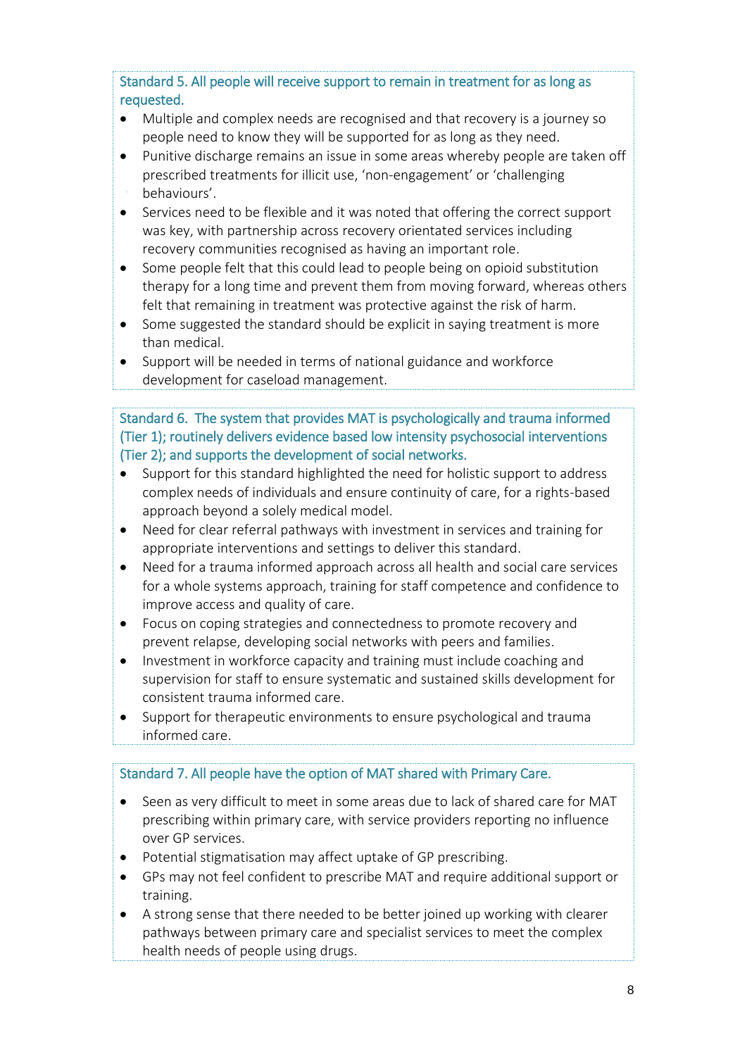### Standard 5. All people will receive support to remain in treatment for as long as requested.

- Multiple and complex needs are recognised and that recovery is a journey so people need to know they will be supported for as long as they need.
- Punitive discharge remains an issue in some areas whereby people are taken off prescribed treatments for illicit use, 'non-engagement' or 'challenging behaviours'.
- Services need to be flexible and it was noted that offering the correct support was key, with partnership across recovery orientated services including recovery communities recognised as having an important role.
- Some people felt that this could lead to people being on opioid substitution therapy for a long time and prevent them from moving forward, whereas others felt that remaining in treatment was protective against the risk of harm.
- Some suggested the standard should be explicit in saying treatment is more than medical.
- Support will be needed in terms of national guidance and workforce development for caseload management.

### Standard 6. The system that provides MAT is psychologically and trauma informed (Tier 1); routinely delivers evidence based low intensity psychosocial interventions (Tier 2); and supports the development of social networks.

- Support for this standard highlighted the need for holistic support to address complex needs of individuals and ensure continuity of care, for a rights-based approach beyond a solely medical model.
- Need for clear referral pathways with investment in services and training for appropriate interventions and settings to deliver this standard.
- Need for a trauma informed approach across all health and social care services for a whole systems approach, training for staff competence and confidence to improve access and quality of care.
- Focus on coping strategies and connectedness to promote recovery and prevent relapse, developing social networks with peers and families.
- Investment in workforce capacity and training must include coaching and supervision for staff to ensure systematic and sustained skills development for consistent trauma informed care.
- Support for therapeutic environments to ensure psychological and trauma informed care.

### Standard 7. All people have the option of MAT shared with Primary Care.

- Seen as very difficult to meet in some areas due to lack of shared care for MAT prescribing within primary care, with service providers reporting no influence over GP services.
- Potential stigmatisation may affect uptake of GP prescribing.
- GPs may not feel confident to prescribe MAT and require additional support or training.
- A strong sense that there needed to be better joined up working with clearer pathways between primary care and specialist services to meet the complex health needs of people using drugs.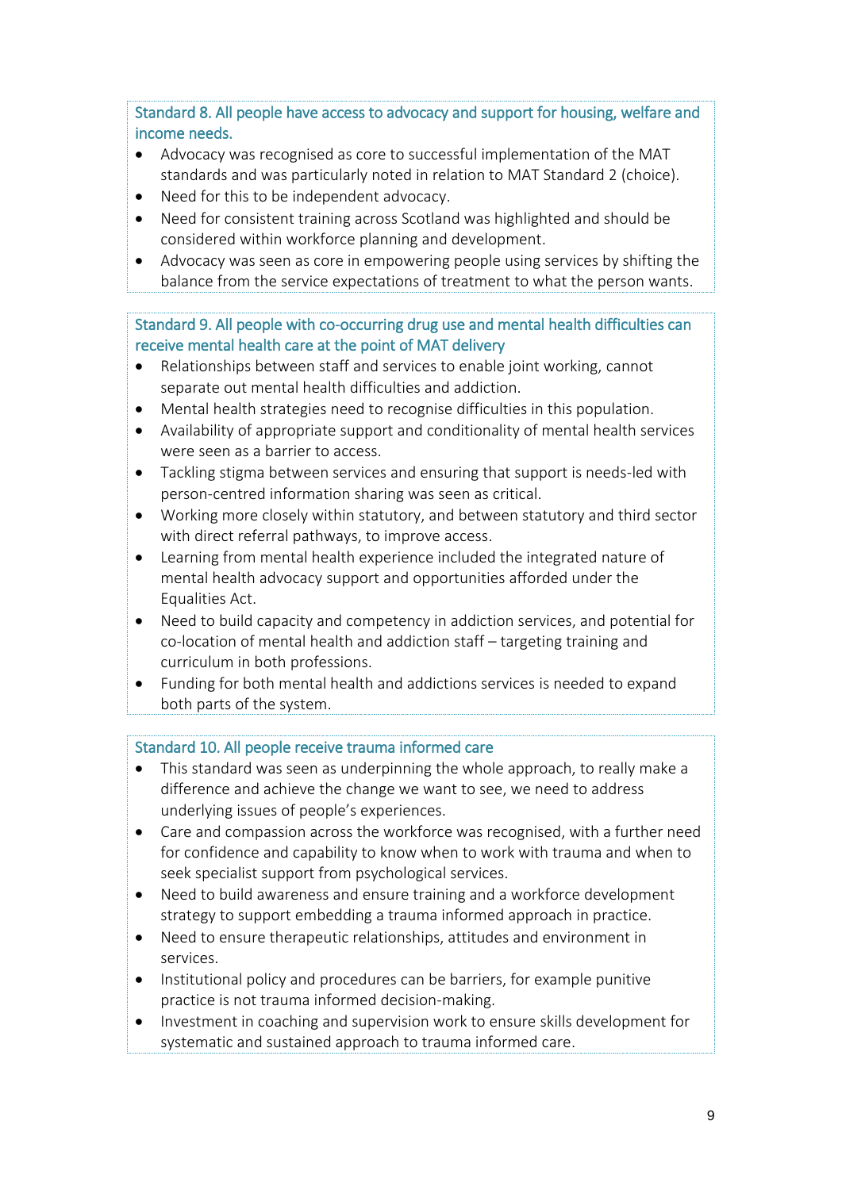### Standard 8. All people have access to advocacy and support for housing, welfare and income needs.

- Advocacy was recognised as core to successful implementation of the MAT standards and was particularly noted in relation to MAT Standard 2 (choice).
- Need for this to be independent advocacy.
- Need for consistent training across Scotland was highlighted and should be considered within workforce planning and development.
- Advocacy was seen as core in empowering people using services by shifting the balance from the service expectations of treatment to what the person wants.

### Standard 9. All people with co-occurring drug use and mental health difficulties can receive mental health care at the point of MAT delivery

- Relationships between staff and services to enable joint working, cannot separate out mental health difficulties and addiction.
- Mental health strategies need to recognise difficulties in this population.
- Availability of appropriate support and conditionality of mental health services were seen as a barrier to access.
- Tackling stigma between services and ensuring that support is needs-led with person-centred information sharing was seen as critical.
- Working more closely within statutory, and between statutory and third sector with direct referral pathways, to improve access.
- Learning from mental health experience included the integrated nature of mental health advocacy support and opportunities afforded under the Equalities Act.
- Need to build capacity and competency in addiction services, and potential for co-location of mental health and addiction staff – targeting training and curriculum in both professions.
- Funding for both mental health and addictions services is needed to expand both parts of the system.

### Standard 10. All people receive trauma informed care

- This standard was seen as underpinning the whole approach, to really make a difference and achieve the change we want to see, we need to address underlying issues of people's experiences.
- Care and compassion across the workforce was recognised, with a further need for confidence and capability to know when to work with trauma and when to seek specialist support from psychological services.
- Need to build awareness and ensure training and a workforce development strategy to support embedding a trauma informed approach in practice.
- Need to ensure therapeutic relationships, attitudes and environment in services.
- Institutional policy and procedures can be barriers, for example punitive practice is not trauma informed decision-making.
- Investment in coaching and supervision work to ensure skills development for systematic and sustained approach to trauma informed care.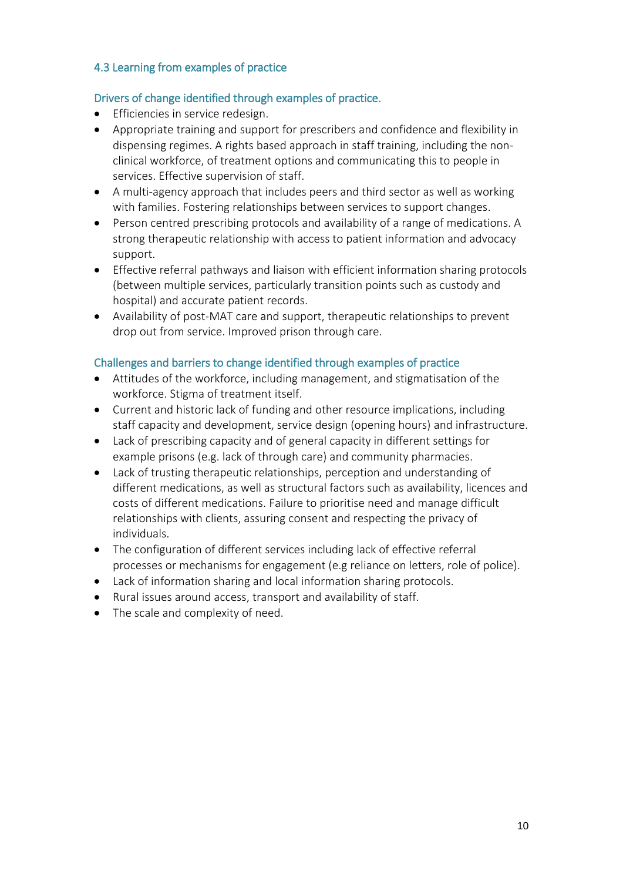## 4.3 Learning from examples of practice

### Drivers of change identified through examples of practice.

- Efficiencies in service redesign.
- Appropriate training and support for prescribers and confidence and flexibility in dispensing regimes. A rights based approach in staff training, including the non-clinical workforce, of treatment options and communicating this to people in services. Effective supervision of staff.
- A multi-agency approach that includes peers and third sector as well as working with families. Fostering relationships between services to support changes.
- Person centred prescribing protocols and availability of a range of medications. A strong therapeutic relationship with access to patient information and advocacy support.
- Effective referral pathways and liaison with efficient information sharing protocols (between multiple services, particularly transition points such as custody and hospital) and accurate patient records.
- Availability of post-MAT care and support, therapeutic relationships to prevent drop out from service. Improved prison through care.

### Challenges and barriers to change identified through examples of practice

- Attitudes of the workforce, including management, and stigmatisation of the workforce. Stigma of treatment itself.
- Current and historic lack of funding and other resource implications, including staff capacity and development, service design (opening hours) and infrastructure.
- Lack of prescribing capacity and of general capacity in different settings for example prisons (e.g. lack of through care) and community pharmacies.
- Lack of trusting therapeutic relationships, perception and understanding of different medications, as well as structural factors such as availability, licences and costs of different medications. Failure to prioritise need and manage difficult relationships with clients, assuring consent and respecting the privacy of individuals.
- The configuration of different services including lack of effective referral processes or mechanisms for engagement (e.g reliance on letters, role of police).
- Lack of information sharing and local information sharing protocols.
- Rural issues around access, transport and availability of staff.
- The scale and complexity of need.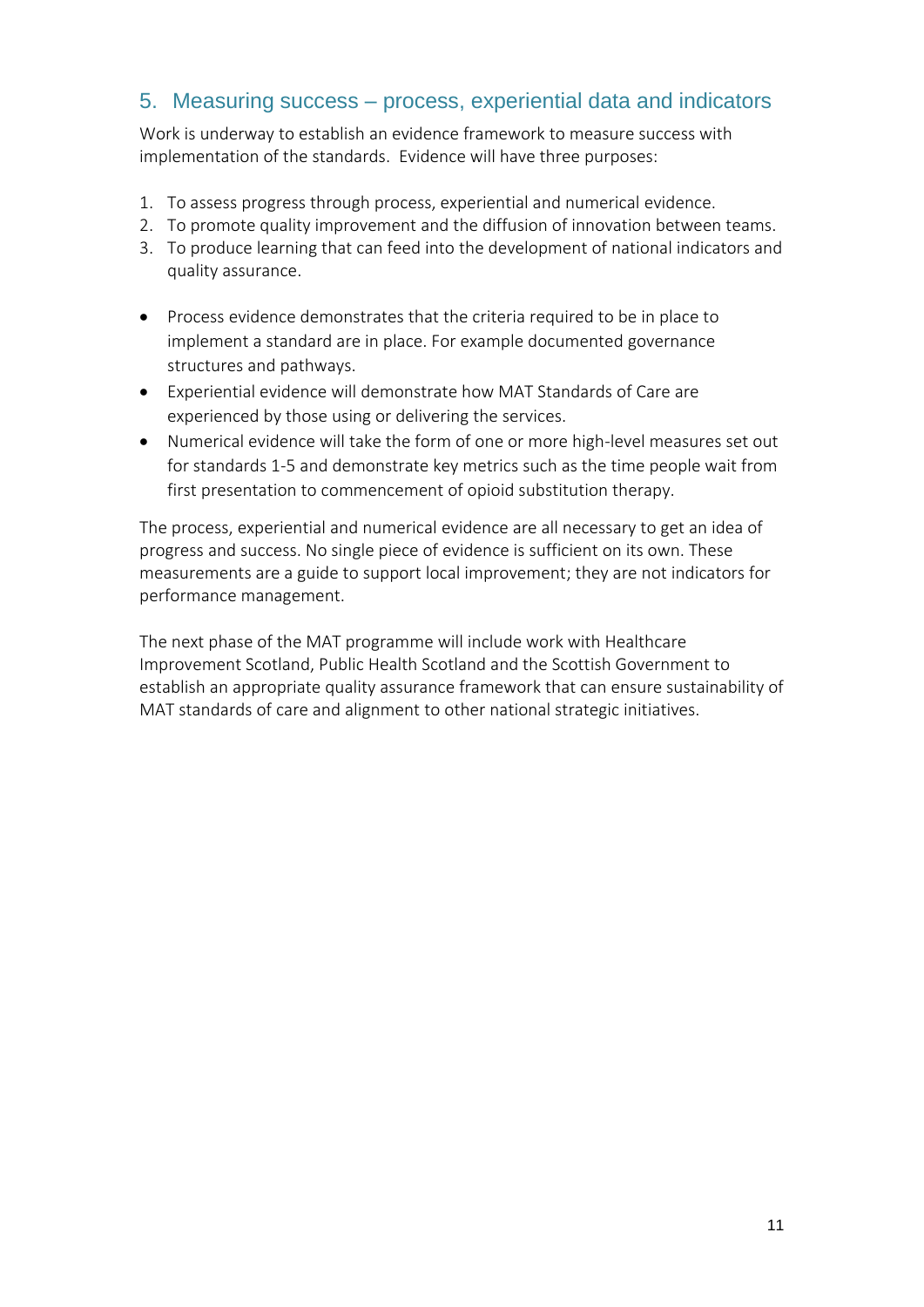## 5. Measuring success – process, experiential data and indicators

Work is underway to establish an evidence framework to measure success with implementation of the standards. Evidence will have three purposes:

1. To assess progress through process, experiential and numerical evidence.
2. To promote quality improvement and the diffusion of innovation between teams.
3. To produce learning that can feed into the development of national indicators and quality assurance.

- Process evidence demonstrates that the criteria required to be in place to implement a standard are in place. For example documented governance structures and pathways.
- Experiential evidence will demonstrate how MAT Standards of Care are experienced by those using or delivering the services.
- Numerical evidence will take the form of one or more high-level measures set out for standards 1-5 and demonstrate key metrics such as the time people wait from first presentation to commencement of opioid substitution therapy.

The process, experiential and numerical evidence are all necessary to get an idea of progress and success. No single piece of evidence is sufficient on its own. These measurements are a guide to support local improvement; they are not indicators for performance management.

The next phase of the MAT programme will include work with Healthcare Improvement Scotland, Public Health Scotland and the Scottish Government to establish an appropriate quality assurance framework that can ensure sustainability of MAT standards of care and alignment to other national strategic initiatives.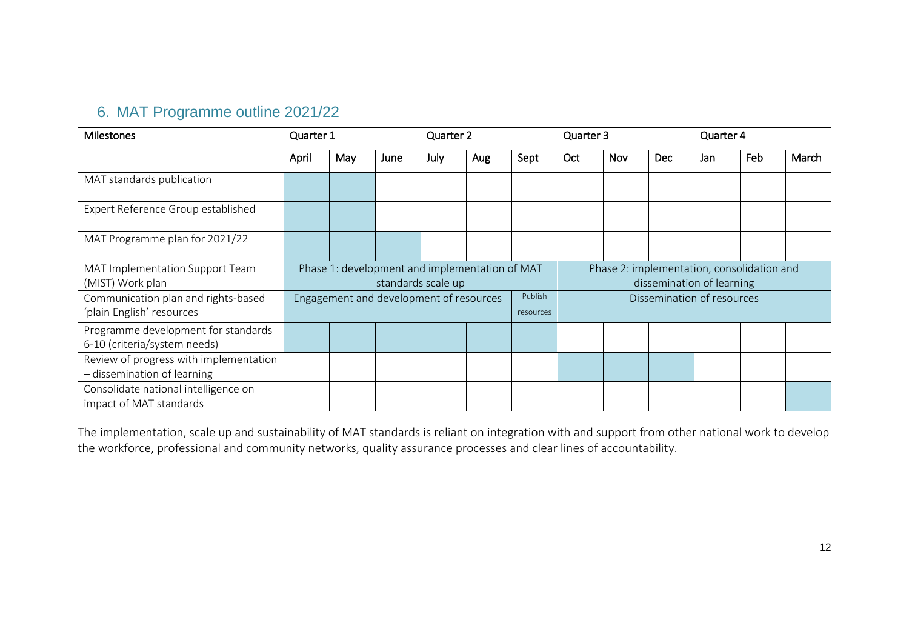## 6. MAT Programme outline 2021/22

| Milestones | Quarter 1 | | | Quarter 2 | | | Quarter 3 | | | Quarter 4 | | |
|---|---|---|---|---|---|---|---|---|---|---|---|---|
| | April | May | June | July | Aug | Sept | Oct | Nov | Dec | Jan | Feb | March |
| MAT standards publication | ■ | ■ | | | | | | | | | | |
| Expert Reference Group established | ■ | ■ | | | | | | | | | | |
| MAT Programme plan for 2021/22 | ■ | ■ | ■ | | | | | | | | | |
| MAT Implementation Support Team (MIST) Work plan | Phase 1: development and implementation of MAT standards scale up | | | | | | Phase 2: implementation, consolidation and dissemination of learning | | | | | |
| Communication plan and rights-based 'plain English' resources | Engagement and development of resources | | | | | Publish resources | Dissemination of resources | | | | | |
| Programme development for standards 6-10 (criteria/system needs) | ■ | ■ | ■ | ■ | ■ | ■ | | | | | | |
| Review of progress with implementation – dissemination of learning | | | | | | | ■ | ■ | ■ | | | |
| Consolidate national intelligence on impact of MAT standards | | | | | | | | | | | | ■ |

The implementation, scale up and sustainability of MAT standards is reliant on integration with and support from other national work to develop the workforce, professional and community networks, quality assurance processes and clear lines of accountability.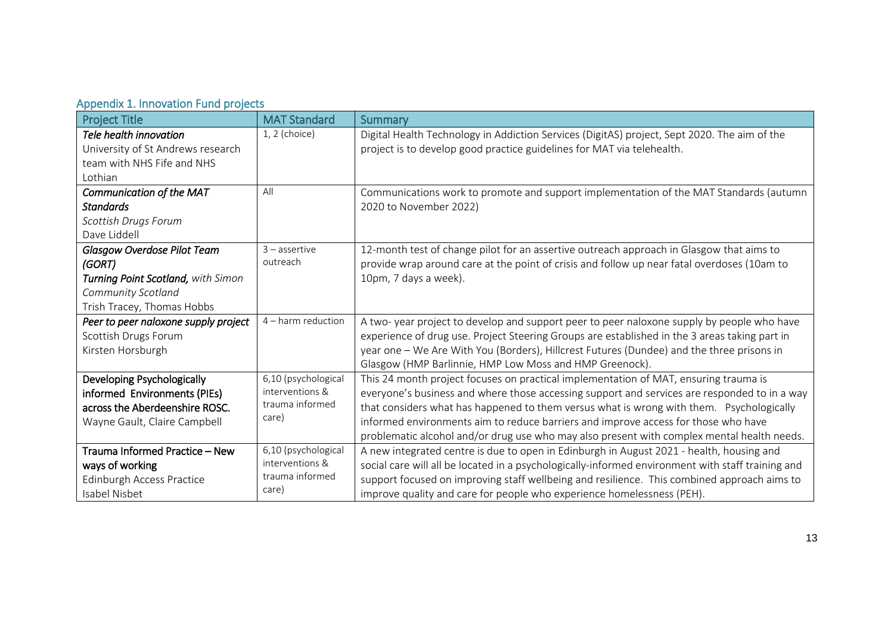## Appendix 1. Innovation Fund projects

| Project Title | MAT Standard | Summary |
|---|---|---|
| *Tele health innovation*<br>University of St Andrews research team with NHS Fife and NHS Lothian | 1, 2 (choice) | Digital Health Technology in Addiction Services (DigitAS) project, Sept 2020. The aim of the project is to develop good practice guidelines for MAT via telehealth. |
| ***Communication of the MAT Standards***<br>*Scottish Drugs Forum*<br>Dave Liddell | All | Communications work to promote and support implementation of the MAT Standards (autumn 2020 to November 2022) |
| ***Glasgow Overdose Pilot Team (GORT)***<br>***Turning Point Scotland,*** *with Simon Community Scotland*<br>Trish Tracey, Thomas Hobbs | 3 – assertive outreach | 12-month test of change pilot for an assertive outreach approach in Glasgow that aims to provide wrap around care at the point of crisis and follow up near fatal overdoses (10am to 10pm, 7 days a week). |
| ***Peer to peer naloxone supply project***<br>Scottish Drugs Forum<br>Kirsten Horsburgh | 4 – harm reduction | A two- year project to develop and support peer to peer naloxone supply by people who have experience of drug use. Project Steering Groups are established in the 3 areas taking part in year one – We Are With You (Borders), Hillcrest Futures (Dundee) and the three prisons in Glasgow (HMP Barlinnie, HMP Low Moss and HMP Greenock). |
| **Developing Psychologically informed Environments (PIEs) across the Aberdeenshire ROSC.**<br>Wayne Gault, Claire Campbell | 6,10 (psychological interventions & trauma informed care) | This 24 month project focuses on practical implementation of MAT, ensuring trauma is everyone's business and where those accessing support and services are responded to in a way that considers what has happened to them versus what is wrong with them. Psychologically informed environments aim to reduce barriers and improve access for those who have problematic alcohol and/or drug use who may also present with complex mental health needs. |
| **Trauma Informed Practice – New ways of working**<br>Edinburgh Access Practice<br>Isabel Nisbet | 6,10 (psychological interventions & trauma informed care) | A new integrated centre is due to open in Edinburgh in August 2021 - health, housing and social care will all be located in a psychologically-informed environment with staff training and support focused on improving staff wellbeing and resilience. This combined approach aims to improve quality and care for people who experience homelessness (PEH). |